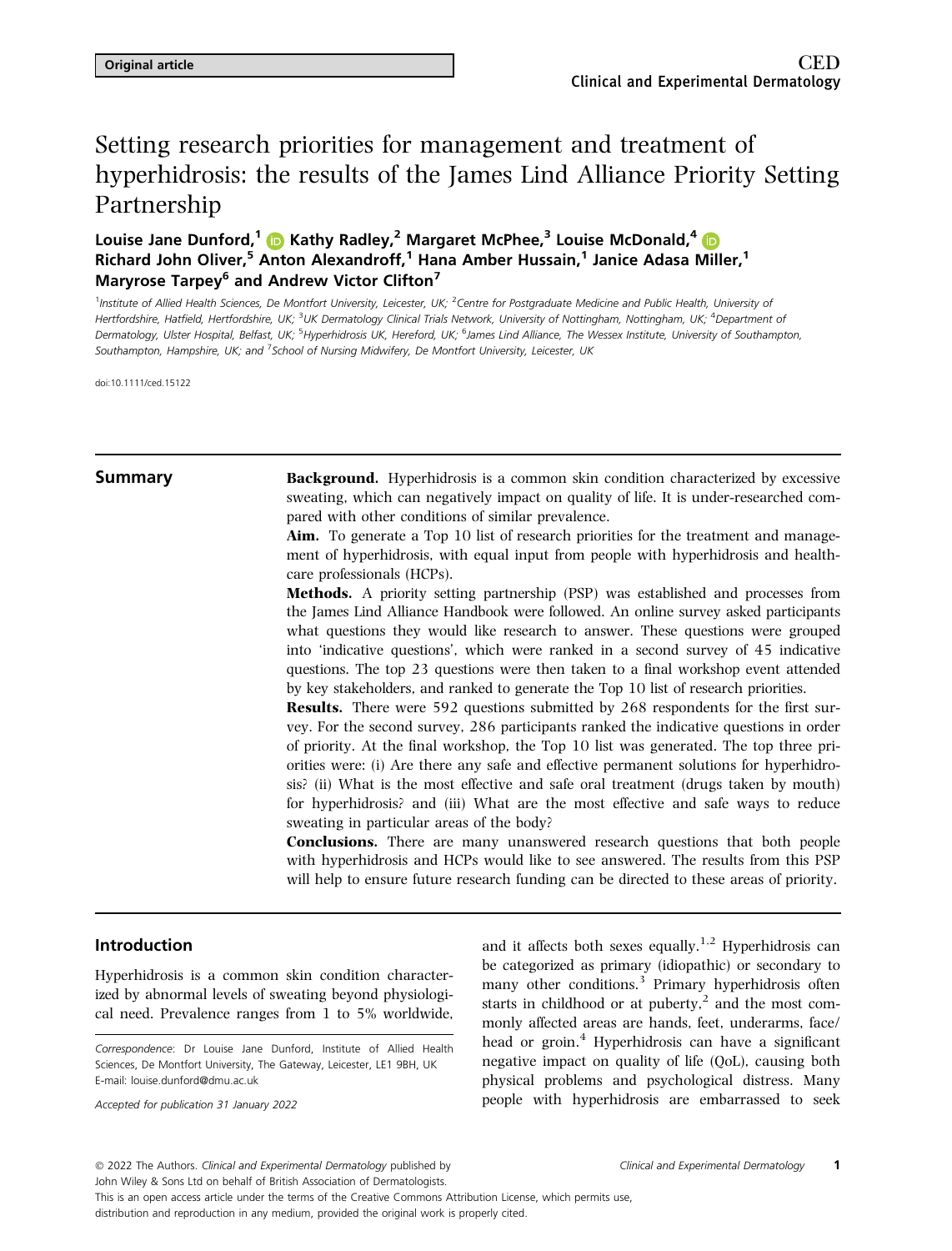Original article

# Setting research priorities for management and treatment of hyperhidrosis: the results of the James Lind Alliance Priority Setting Partnership

**Louise Jane Dunford,[1] Kathy Radley,[2] Margaret McPhee,[3] Louise McDonald,[4] Richard John Oliver,[5] Anton Alexandroff,[1] Hana Amber Hussain,[1] Janice Adasa Miller,[1] Maryrose Tarpey[6] and Andrew Victor Clifton[7]**

[1]Institute of Allied Health Sciences, De Montfort University, Leicester, UK; [2]Centre for Postgraduate Medicine and Public Health, University of Hertfordshire, Hatfield, Hertfordshire, UK; [3]UK Dermatology Clinical Trials Network, University of Nottingham, Nottingham, UK; [4]Department of Dermatology, Ulster Hospital, Belfast, UK; [5]Hyperhidrosis UK, Hereford, UK; [6]James Lind Alliance, The Wessex Institute, University of Southampton, Southampton, Hampshire, UK; and [7]School of Nursing Midwifery, De Montfort University, Leicester, UK

doi:10.1111/ced.15122

## Summary

**Background.** Hyperhidrosis is a common skin condition characterized by excessive sweating, which can negatively impact on quality of life. It is under-researched compared with other conditions of similar prevalence.

**Aim.** To generate a Top 10 list of research priorities for the treatment and management of hyperhidrosis, with equal input from people with hyperhidrosis and healthcare professionals (HCPs).

**Methods.** A priority setting partnership (PSP) was established and processes from the James Lind Alliance Handbook were followed. An online survey asked participants what questions they would like research to answer. These questions were grouped into 'indicative questions', which were ranked in a second survey of 45 indicative questions. The top 23 questions were then taken to a final workshop event attended by key stakeholders, and ranked to generate the Top 10 list of research priorities.

**Results.** There were 592 questions submitted by 268 respondents for the first survey. For the second survey, 286 participants ranked the indicative questions in order of priority. At the final workshop, the Top 10 list was generated. The top three priorities were: (i) Are there any safe and effective permanent solutions for hyperhidrosis? (ii) What is the most effective and safe oral treatment (drugs taken by mouth) for hyperhidrosis? and (iii) What are the most effective and safe ways to reduce sweating in particular areas of the body?

**Conclusions.** There are many unanswered research questions that both people with hyperhidrosis and HCPs would like to see answered. The results from this PSP will help to ensure future research funding can be directed to these areas of priority.

## Introduction

Hyperhidrosis is a common skin condition characterized by abnormal levels of sweating beyond physiological need. Prevalence ranges from 1 to 5% worldwide, and it affects both sexes equally.[1,2] Hyperhidrosis can be categorized as primary (idiopathic) or secondary to many other conditions.[3] Primary hyperhidrosis often starts in childhood or at puberty,[2] and the most commonly affected areas are hands, feet, underarms, face/head or groin.[4] Hyperhidrosis can have a significant negative impact on quality of life (QoL), causing both physical problems and psychological distress. Many people with hyperhidrosis are embarrassed to seek

*Correspondence*: Dr Louise Jane Dunford, Institute of Allied Health Sciences, De Montfort University, The Gateway, Leicester, LE1 9BH, UK
E-mail: louise.dunford@dmu.ac.uk

*Accepted for publication 31 January 2022*

© 2022 The Authors. *Clinical and Experimental Dermatology* published by John Wiley & Sons Ltd on behalf of British Association of Dermatologists.
This is an open access article under the terms of the Creative Commons Attribution License, which permits use, distribution and reproduction in any medium, provided the original work is properly cited.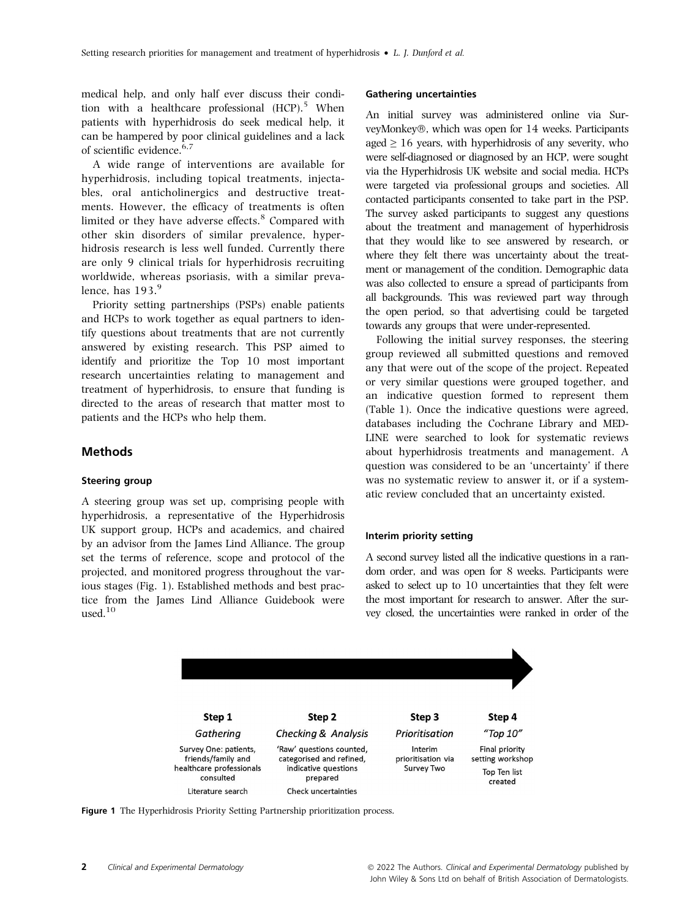medical help, and only half ever discuss their condition with a healthcare professional (HCP).[5] When patients with hyperhidrosis do seek medical help, it can be hampered by poor clinical guidelines and a lack of scientific evidence.[6,7]

A wide range of interventions are available for hyperhidrosis, including topical treatments, injectables, oral anticholinergics and destructive treatments. However, the efficacy of treatments is often limited or they have adverse effects.[8] Compared with other skin disorders of similar prevalence, hyperhidrosis research is less well funded. Currently there are only 9 clinical trials for hyperhidrosis recruiting worldwide, whereas psoriasis, with a similar prevalence, has 193.[9]

Priority setting partnerships (PSPs) enable patients and HCPs to work together as equal partners to identify questions about treatments that are not currently answered by existing research. This PSP aimed to identify and prioritize the Top 10 most important research uncertainties relating to management and treatment of hyperhidrosis, to ensure that funding is directed to the areas of research that matter most to patients and the HCPs who help them.

## Methods

### Steering group

A steering group was set up, comprising people with hyperhidrosis, a representative of the Hyperhidrosis UK support group, HCPs and academics, and chaired by an advisor from the James Lind Alliance. The group set the terms of reference, scope and protocol of the projected, and monitored progress throughout the various stages (Fig. 1). Established methods and best practice from the James Lind Alliance Guidebook were used.[10]

### Gathering uncertainties

An initial survey was administered online via SurveyMonkey®, which was open for 14 weeks. Participants aged $\geq$ 16 years, with hyperhidrosis of any severity, who were self-diagnosed or diagnosed by an HCP, were sought via the Hyperhidrosis UK website and social media. HCPs were targeted via professional groups and societies. All contacted participants consented to take part in the PSP. The survey asked participants to suggest any questions about the treatment and management of hyperhidrosis that they would like to see answered by research, or where they felt there was uncertainty about the treatment or management of the condition. Demographic data was also collected to ensure a spread of participants from all backgrounds. This was reviewed part way through the open period, so that advertising could be targeted towards any groups that were under-represented.

Following the initial survey responses, the steering group reviewed all submitted questions and removed any that were out of the scope of the project. Repeated or very similar questions were grouped together, and an indicative question formed to represent them (Table 1). Once the indicative questions were agreed, databases including the Cochrane Library and MEDLINE were searched to look for systematic reviews about hyperhidrosis treatments and management. A question was considered to be an 'uncertainty' if there was no systematic review to answer it, or if a systematic review concluded that an uncertainty existed.

### Interim priority setting

A second survey listed all the indicative questions in a random order, and was open for 8 weeks. Participants were asked to select up to 10 uncertainties that they felt were the most important for research to answer. After the survey closed, the uncertainties were ranked in order of the

| Step 1 | Step 2 | Step 3 | Step 4 |
|---|---|---|---|
| *Gathering* | *Checking & Analysis* | *Prioritisation* | *"Top 10"* |
| Survey One: patients, friends/family and healthcare professionals consulted | 'Raw' questions counted, categorised and refined, indicative questions prepared | Interim prioritisation via Survey Two | Final priority setting workshop |
| Literature search | Check uncertainties | | Top Ten list created |

**Figure 1** The Hyperhidrosis Priority Setting Partnership prioritization process.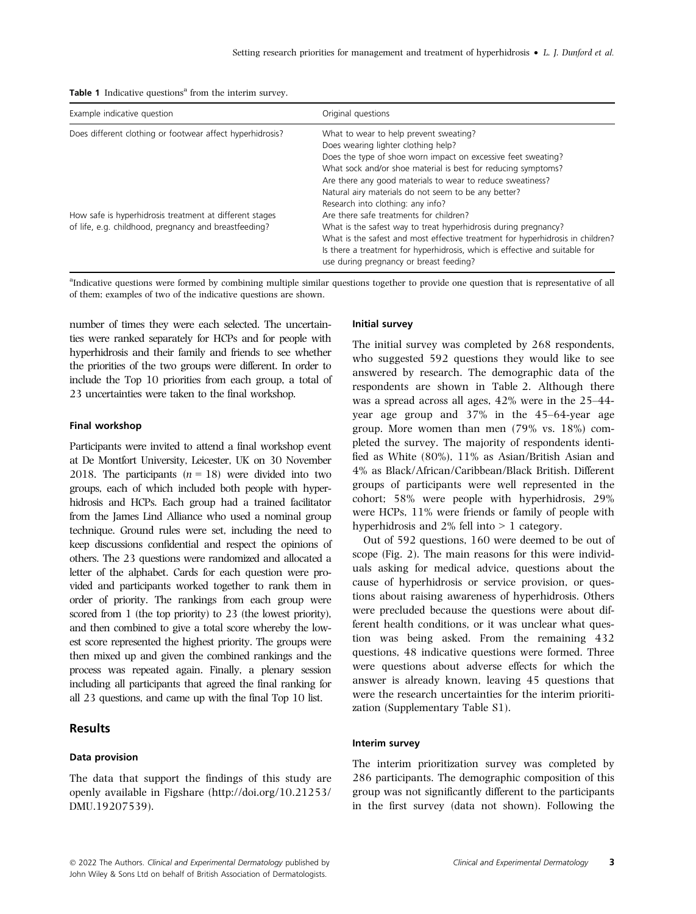**Table 1** Indicative questions[a] from the interim survey.

| Example indicative question | Original questions |
| --- | --- |
| Does different clothing or footwear affect hyperhidrosis? | What to wear to help prevent sweating?<br>Does wearing lighter clothing help?<br>Does the type of shoe worn impact on excessive feet sweating?<br>What sock and/or shoe material is best for reducing symptoms?<br>Are there any good materials to wear to reduce sweatiness?<br>Natural airy materials do not seem to be any better?<br>Research into clothing: any info? |
| How safe is hyperhidrosis treatment at different stages of life, e.g. childhood, pregnancy and breastfeeding? | Are there safe treatments for children?<br>What is the safest way to treat hyperhidrosis during pregnancy?<br>What is the safest and most effective treatment for hyperhidrosis in children?<br>Is there a treatment for hyperhidrosis, which is effective and suitable for use during pregnancy or breast feeding? |

[a]Indicative questions were formed by combining multiple similar questions together to provide one question that is representative of all of them; examples of two of the indicative questions are shown.

number of times they were each selected. The uncertainties were ranked separately for HCPs and for people with hyperhidrosis and their family and friends to see whether the priorities of the two groups were different. In order to include the Top 10 priorities from each group, a total of 23 uncertainties were taken to the final workshop.

#### Final workshop

Participants were invited to attend a final workshop event at De Montfort University, Leicester, UK on 30 November 2018. The participants ($n = 18$) were divided into two groups, each of which included both people with hyperhidrosis and HCPs. Each group had a trained facilitator from the James Lind Alliance who used a nominal group technique. Ground rules were set, including the need to keep discussions confidential and respect the opinions of others. The 23 questions were randomized and allocated a letter of the alphabet. Cards for each question were provided and participants worked together to rank them in order of priority. The rankings from each group were scored from 1 (the top priority) to 23 (the lowest priority), and then combined to give a total score whereby the lowest score represented the highest priority. The groups were then mixed up and given the combined rankings and the process was repeated again. Finally, a plenary session including all participants that agreed the final ranking for all 23 questions, and came up with the final Top 10 list.

## Results

#### Data provision

The data that support the findings of this study are openly available in Figshare (http://doi.org/10.21253/DMU.19207539).

#### Initial survey

The initial survey was completed by 268 respondents, who suggested 592 questions they would like to see answered by research. The demographic data of the respondents are shown in Table 2. Although there was a spread across all ages, 42% were in the 25–44-year age group and 37% in the 45–64-year age group. More women than men (79% vs. 18%) completed the survey. The majority of respondents identified as White (80%), 11% as Asian/British Asian and 4% as Black/African/Caribbean/Black British. Different groups of participants were well represented in the cohort; 58% were people with hyperhidrosis, 29% were HCPs, 11% were friends or family of people with hyperhidrosis and 2% fell into > 1 category.

Out of 592 questions, 160 were deemed to be out of scope (Fig. 2). The main reasons for this were individuals asking for medical advice, questions about the cause of hyperhidrosis or service provision, or questions about raising awareness of hyperhidrosis. Others were precluded because the questions were about different health conditions, or it was unclear what question was being asked. From the remaining 432 questions, 48 indicative questions were formed. Three were questions about adverse effects for which the answer is already known, leaving 45 questions that were the research uncertainties for the interim prioritization (Supplementary Table S1).

#### Interim survey

The interim prioritization survey was completed by 286 participants. The demographic composition of this group was not significantly different to the participants in the first survey (data not shown). Following the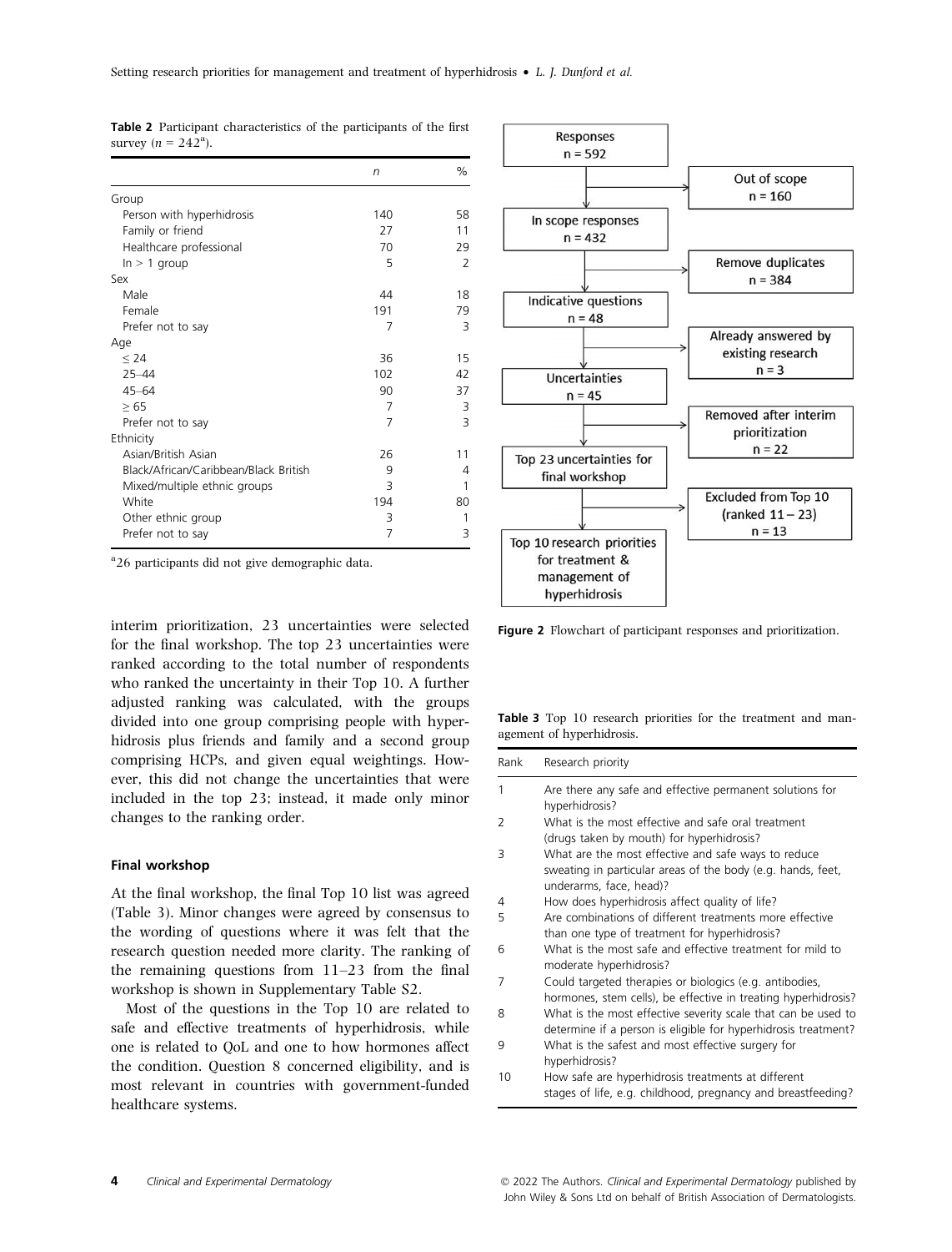**Table 2** Participant characteristics of the participants of the first survey ($n = 242^{a}$).

| | n | % |
|---|---|---|
| Group | | |
| Person with hyperhidrosis | 140 | 58 |
| Family or friend | 27 | 11 |
| Healthcare professional | 70 | 29 |
| In > 1 group | 5 | 2 |
| Sex | | |
| Male | 44 | 18 |
| Female | 191 | 79 |
| Prefer not to say | 7 | 3 |
| Age | | |
| ≤ 24 | 36 | 15 |
| 25–44 | 102 | 42 |
| 45–64 | 90 | 37 |
| ≥ 65 | 7 | 3 |
| Prefer not to say | 7 | 3 |
| Ethnicity | | |
| Asian/British Asian | 26 | 11 |
| Black/African/Caribbean/Black British | 9 | 4 |
| Mixed/multiple ethnic groups | 3 | 1 |
| White | 194 | 80 |
| Other ethnic group | 3 | 1 |
| Prefer not to say | 7 | 3 |

[a]26 participants did not give demographic data.

interim prioritization, 23 uncertainties were selected for the final workshop. The top 23 uncertainties were ranked according to the total number of respondents who ranked the uncertainty in their Top 10. A further adjusted ranking was calculated, with the groups divided into one group comprising people with hyperhidrosis plus friends and family and a second group comprising HCPs, and given equal weightings. However, this did not change the uncertainties that were included in the top 23; instead, it made only minor changes to the ranking order.

#### Final workshop

At the final workshop, the final Top 10 list was agreed (Table 3). Minor changes were agreed by consensus to the wording of questions where it was felt that the research question needed more clarity. The ranking of the remaining questions from 11–23 from the final workshop is shown in Supplementary Table S2.

Most of the questions in the Top 10 are related to safe and effective treatments of hyperhidrosis, while one is related to QoL and one to how hormones affect the condition. Question 8 concerned eligibility, and is most relevant in countries with government-funded healthcare systems.

Responses n = 592 → Out of scope n = 160
In scope responses n = 432 → Remove duplicates n = 384
Indicative questions n = 48 → Already answered by existing research n = 3
Uncertainties n = 45 → Removed after interim prioritization n = 22
Top 23 uncertainties for final workshop → Excluded from Top 10 (ranked 11 – 23) n = 13
Top 10 research priorities for treatment & management of hyperhidrosis

**Figure 2** Flowchart of participant responses and prioritization.

**Table 3** Top 10 research priorities for the treatment and management of hyperhidrosis.

| Rank | Research priority |
|---|---|
| 1 | Are there any safe and effective permanent solutions for hyperhidrosis? |
| 2 | What is the most effective and safe oral treatment (drugs taken by mouth) for hyperhidrosis? |
| 3 | What are the most effective and safe ways to reduce sweating in particular areas of the body (e.g. hands, feet, underarms, face, head)? |
| 4 | How does hyperhidrosis affect quality of life? |
| 5 | Are combinations of different treatments more effective than one type of treatment for hyperhidrosis? |
| 6 | What is the most safe and effective treatment for mild to moderate hyperhidrosis? |
| 7 | Could targeted therapies or biologics (e.g. antibodies, hormones, stem cells), be effective in treating hyperhidrosis? |
| 8 | What is the most effective severity scale that can be used to determine if a person is eligible for hyperhidrosis treatment? |
| 9 | What is the safest and most effective surgery for hyperhidrosis? |
| 10 | How safe are hyperhidrosis treatments at different stages of life, e.g. childhood, pregnancy and breastfeeding? |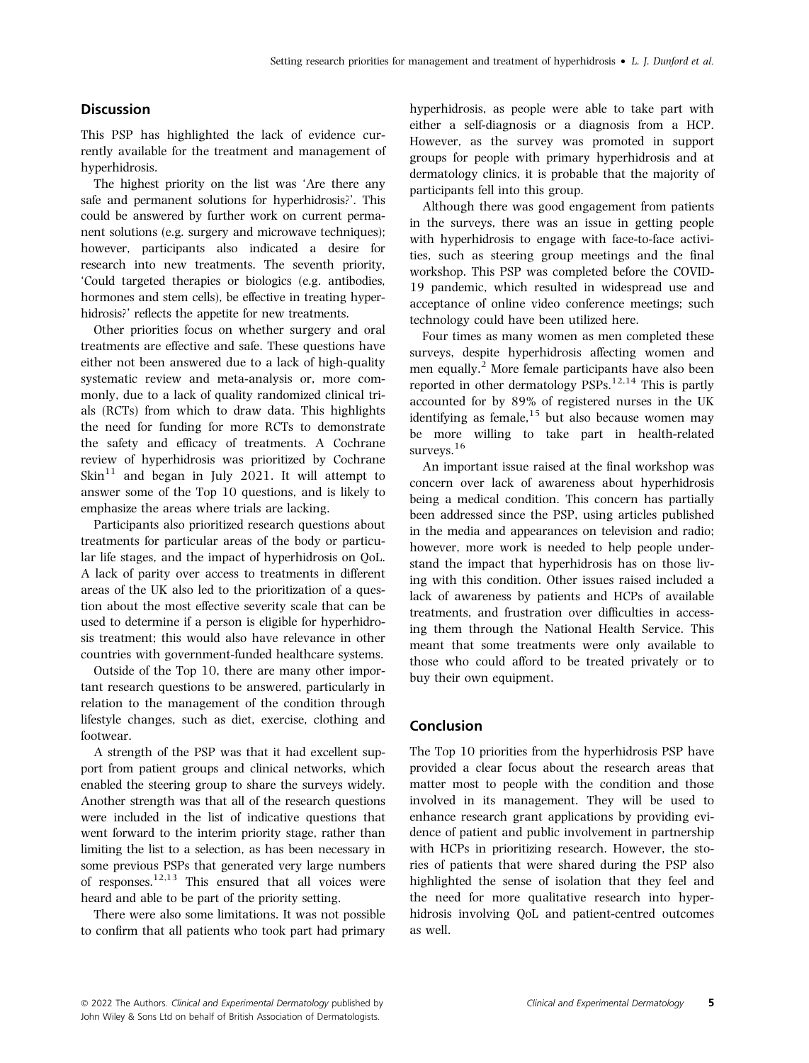## Discussion

This PSP has highlighted the lack of evidence currently available for the treatment and management of hyperhidrosis.

The highest priority on the list was 'Are there any safe and permanent solutions for hyperhidrosis?'. This could be answered by further work on current permanent solutions (e.g. surgery and microwave techniques); however, participants also indicated a desire for research into new treatments. The seventh priority, 'Could targeted therapies or biologics (e.g. antibodies, hormones and stem cells), be effective in treating hyperhidrosis?' reflects the appetite for new treatments.

Other priorities focus on whether surgery and oral treatments are effective and safe. These questions have either not been answered due to a lack of high-quality systematic review and meta-analysis or, more commonly, due to a lack of quality randomized clinical trials (RCTs) from which to draw data. This highlights the need for funding for more RCTs to demonstrate the safety and efficacy of treatments. A Cochrane review of hyperhidrosis was prioritized by Cochrane Skin[11] and began in July 2021. It will attempt to answer some of the Top 10 questions, and is likely to emphasize the areas where trials are lacking.

Participants also prioritized research questions about treatments for particular areas of the body or particular life stages, and the impact of hyperhidrosis on QoL. A lack of parity over access to treatments in different areas of the UK also led to the prioritization of a question about the most effective severity scale that can be used to determine if a person is eligible for hyperhidrosis treatment; this would also have relevance in other countries with government-funded healthcare systems.

Outside of the Top 10, there are many other important research questions to be answered, particularly in relation to the management of the condition through lifestyle changes, such as diet, exercise, clothing and footwear.

A strength of the PSP was that it had excellent support from patient groups and clinical networks, which enabled the steering group to share the surveys widely. Another strength was that all of the research questions were included in the list of indicative questions that went forward to the interim priority stage, rather than limiting the list to a selection, as has been necessary in some previous PSPs that generated very large numbers of responses.[12,13] This ensured that all voices were heard and able to be part of the priority setting.

There were also some limitations. It was not possible to confirm that all patients who took part had primary hyperhidrosis, as people were able to take part with either a self-diagnosis or a diagnosis from a HCP. However, as the survey was promoted in support groups for people with primary hyperhidrosis and at dermatology clinics, it is probable that the majority of participants fell into this group.

Although there was good engagement from patients in the surveys, there was an issue in getting people with hyperhidrosis to engage with face-to-face activities, such as steering group meetings and the final workshop. This PSP was completed before the COVID-19 pandemic, which resulted in widespread use and acceptance of online video conference meetings; such technology could have been utilized here.

Four times as many women as men completed these surveys, despite hyperhidrosis affecting women and men equally.[2] More female participants have also been reported in other dermatology PSPs.[12,14] This is partly accounted for by 89% of registered nurses in the UK identifying as female,[15] but also because women may be more willing to take part in health-related surveys.[16]

An important issue raised at the final workshop was concern over lack of awareness about hyperhidrosis being a medical condition. This concern has partially been addressed since the PSP, using articles published in the media and appearances on television and radio; however, more work is needed to help people understand the impact that hyperhidrosis has on those living with this condition. Other issues raised included a lack of awareness by patients and HCPs of available treatments, and frustration over difficulties in accessing them through the National Health Service. This meant that some treatments were only available to those who could afford to be treated privately or to buy their own equipment.

## Conclusion

The Top 10 priorities from the hyperhidrosis PSP have provided a clear focus about the research areas that matter most to people with the condition and those involved in its management. They will be used to enhance research grant applications by providing evidence of patient and public involvement in partnership with HCPs in prioritizing research. However, the stories of patients that were shared during the PSP also highlighted the sense of isolation that they feel and the need for more qualitative research into hyperhidrosis involving QoL and patient-centred outcomes as well.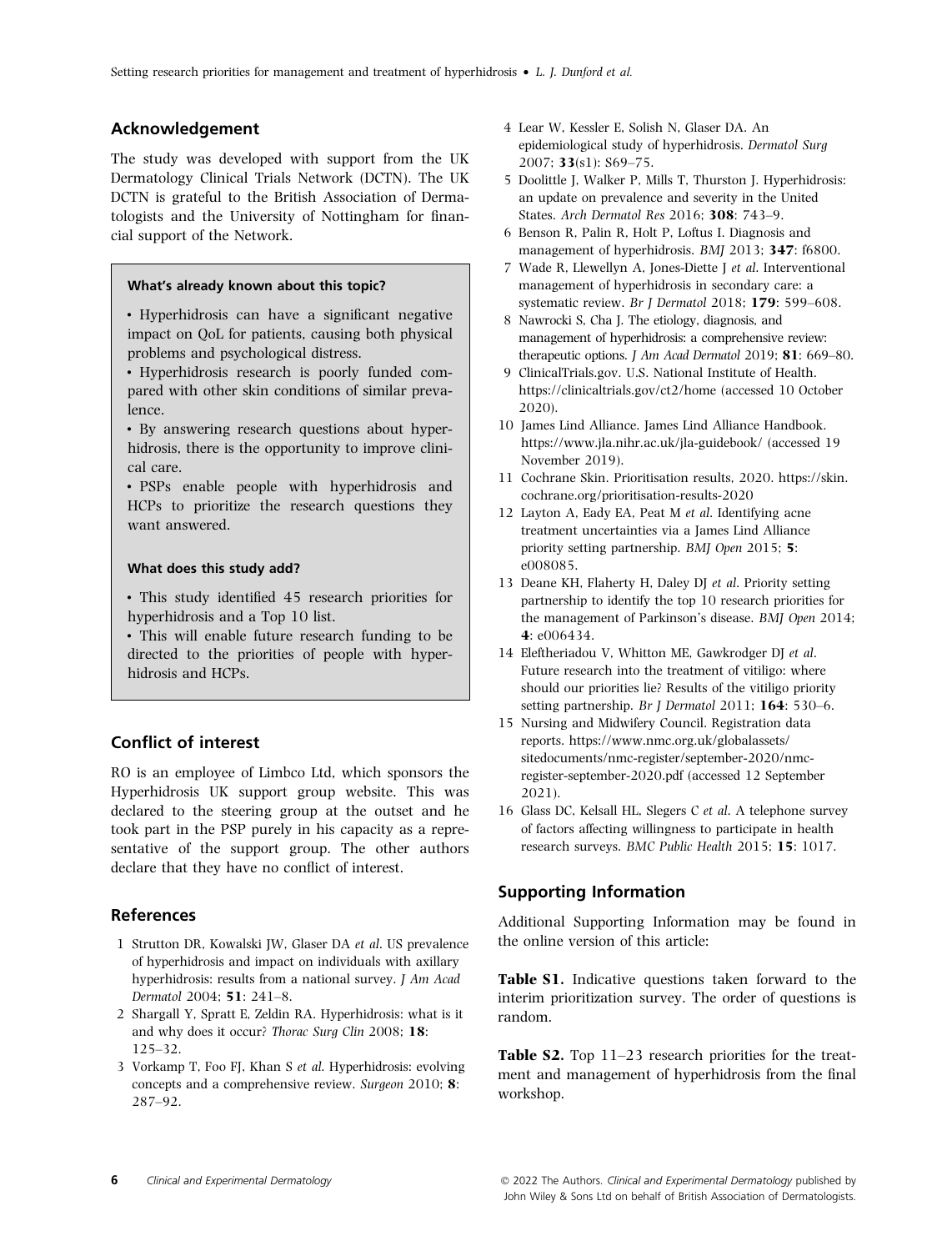## Acknowledgement

The study was developed with support from the UK Dermatology Clinical Trials Network (DCTN). The UK DCTN is grateful to the British Association of Dermatologists and the University of Nottingham for financial support of the Network.

**What's already known about this topic?**

- Hyperhidrosis can have a significant negative impact on QoL for patients, causing both physical problems and psychological distress.
- Hyperhidrosis research is poorly funded compared with other skin conditions of similar prevalence.
- By answering research questions about hyperhidrosis, there is the opportunity to improve clinical care.
- PSPs enable people with hyperhidrosis and HCPs to prioritize the research questions they want answered.

**What does this study add?**

- This study identified 45 research priorities for hyperhidrosis and a Top 10 list.
- This will enable future research funding to be directed to the priorities of people with hyperhidrosis and HCPs.

## Conflict of interest

RO is an employee of Limbco Ltd, which sponsors the Hyperhidrosis UK support group website. This was declared to the steering group at the outset and he took part in the PSP purely in his capacity as a representative of the support group. The other authors declare that they have no conflict of interest.

## References

1. Strutton DR, Kowalski JW, Glaser DA *et al*. US prevalence of hyperhidrosis and impact on individuals with axillary hyperhidrosis: results from a national survey. *J Am Acad Dermatol* 2004; **51**: 241–8.
2. Shargall Y, Spratt E, Zeldin RA. Hyperhidrosis: what is it and why does it occur? *Thorac Surg Clin* 2008; **18**: 125–32.
3. Vorkamp T, Foo FJ, Khan S *et al*. Hyperhidrosis: evolving concepts and a comprehensive review. *Surgeon* 2010; **8**: 287–92.
4. Lear W, Kessler E, Solish N, Glaser DA. An epidemiological study of hyperhidrosis. *Dermatol Surg* 2007; **33**(s1): S69–75.
5. Doolittle J, Walker P, Mills T, Thurston J. Hyperhidrosis: an update on prevalence and severity in the United States. *Arch Dermatol Res* 2016; **308**: 743–9.
6. Benson R, Palin R, Holt P, Loftus I. Diagnosis and management of hyperhidrosis. *BMJ* 2013; **347**: f6800.
7. Wade R, Llewellyn A, Jones-Diette J *et al*. Interventional management of hyperhidrosis in secondary care: a systematic review. *Br J Dermatol* 2018; **179**: 599–608.
8. Nawrocki S, Cha J. The etiology, diagnosis, and management of hyperhidrosis: a comprehensive review: therapeutic options. *J Am Acad Dermatol* 2019; **81**: 669–80.
9. ClinicalTrials.gov. U.S. National Institute of Health. https://clinicaltrials.gov/ct2/home (accessed 10 October 2020).
10. James Lind Alliance. James Lind Alliance Handbook. https://www.jla.nihr.ac.uk/jla-guidebook/ (accessed 19 November 2019).
11. Cochrane Skin. Prioritisation results, 2020. https://skin.cochrane.org/prioritisation-results-2020
12. Layton A, Eady EA, Peat M *et al*. Identifying acne treatment uncertainties via a James Lind Alliance priority setting partnership. *BMJ Open* 2015; **5**: e008085.
13. Deane KH, Flaherty H, Daley DJ *et al*. Priority setting partnership to identify the top 10 research priorities for the management of Parkinson's disease. *BMJ Open* 2014; **4**: e006434.
14. Eleftheriadou V, Whitton ME, Gawkrodger DJ *et al*. Future research into the treatment of vitiligo: where should our priorities lie? Results of the vitiligo priority setting partnership. *Br J Dermatol* 2011; **164**: 530–6.
15. Nursing and Midwifery Council. Registration data reports. https://www.nmc.org.uk/globalassets/sitedocuments/nmc-register/september-2020/nmc-register-september-2020.pdf (accessed 12 September 2021).
16. Glass DC, Kelsall HL, Slegers C *et al*. A telephone survey of factors affecting willingness to participate in health research surveys. *BMC Public Health* 2015; **15**: 1017.

## Supporting Information

Additional Supporting Information may be found in the online version of this article:

**Table S1.** Indicative questions taken forward to the interim prioritization survey. The order of questions is random.

**Table S2.** Top 11–23 research priorities for the treatment and management of hyperhidrosis from the final workshop.